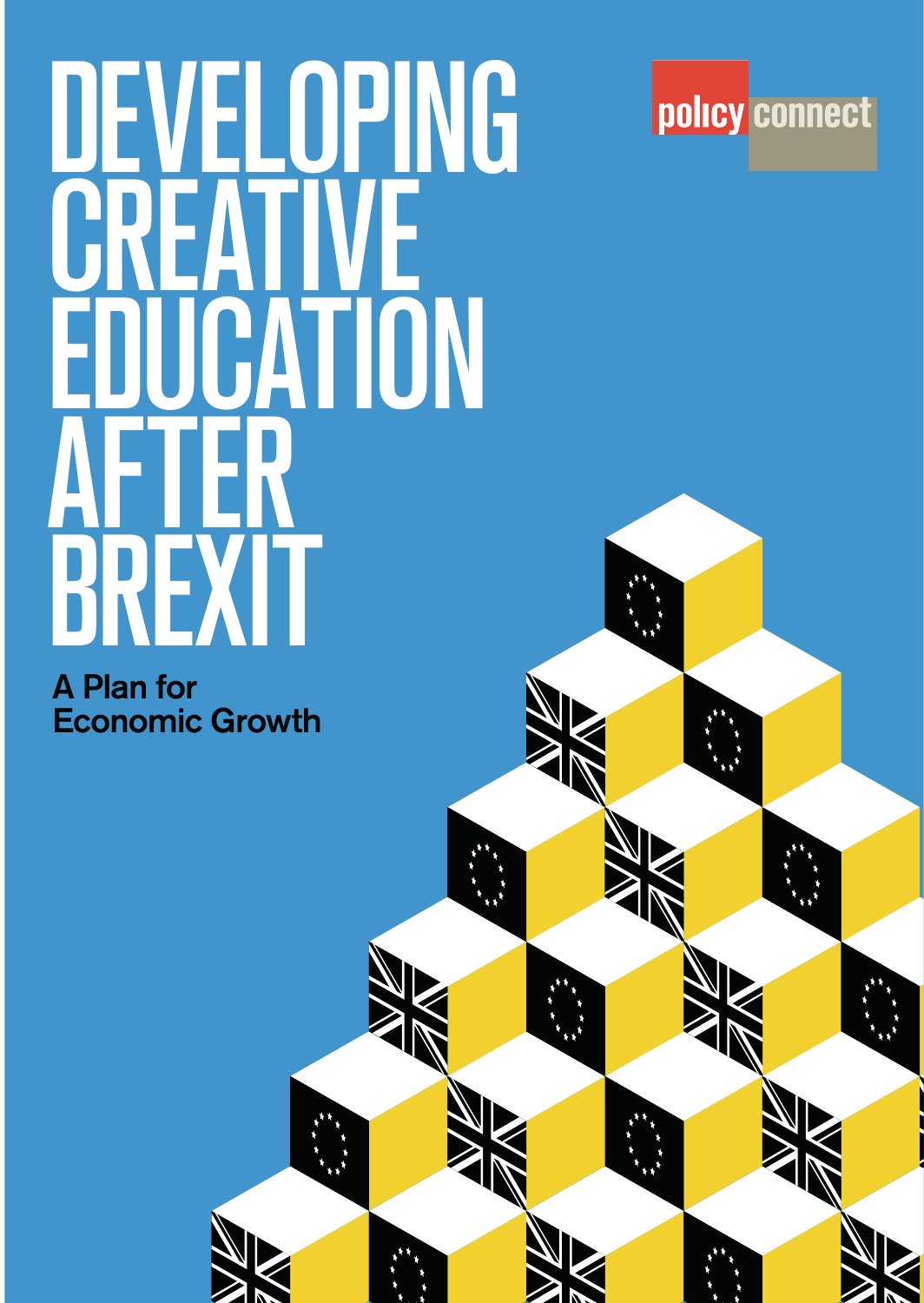# DEVELOPING CREATIVE EDUCATION AFTER BREXIT

**A Plan for Economic Growth**

policy connect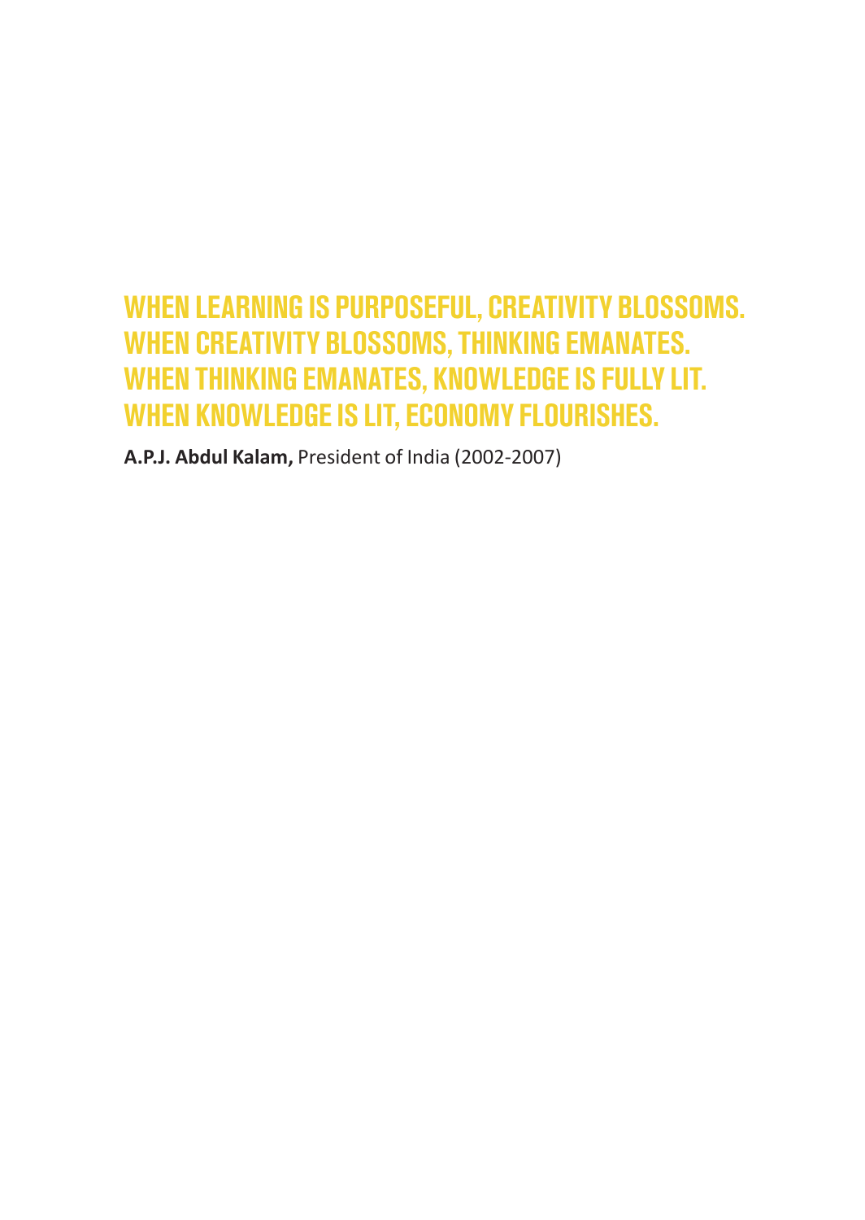**WHEN LEARNING IS PURPOSEFUL, CREATIVITY BLOSSOMS.
WHEN CREATIVITY BLOSSOMS, THINKING EMANATES.
WHEN THINKING EMANATES, KNOWLEDGE IS FULLY LIT.
WHEN KNOWLEDGE IS LIT, ECONOMY FLOURISHES.**

**A.P.J. Abdul Kalam,** President of India (2002-2007)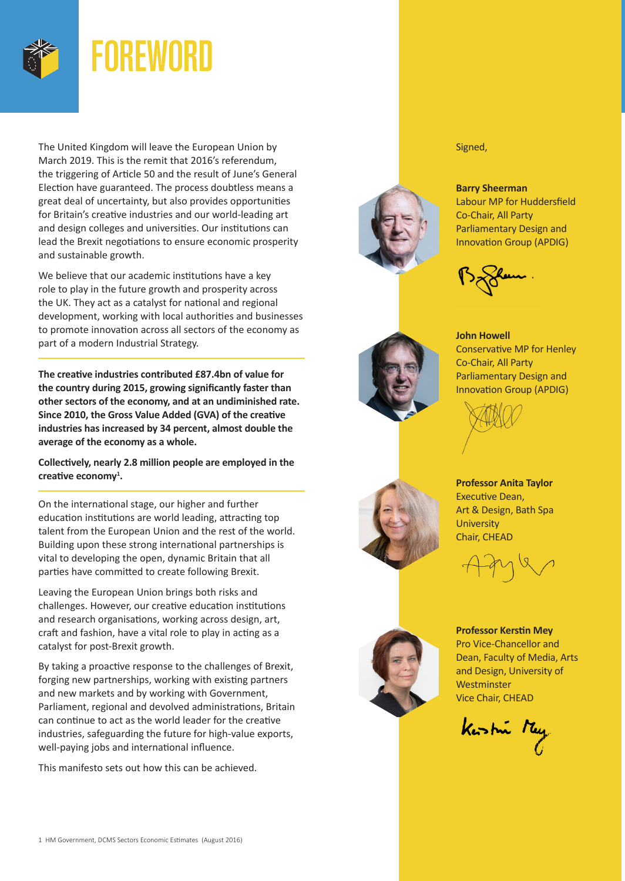# FOREWORD

The United Kingdom will leave the European Union by March 2019. This is the remit that 2016's referendum, the triggering of Article 50 and the result of June's General Election have guaranteed. The process doubtless means a great deal of uncertainty, but also provides opportunities for Britain's creative industries and our world-leading art and design colleges and universities. Our institutions can lead the Brexit negotiations to ensure economic prosperity and sustainable growth.

We believe that our academic institutions have a key role to play in the future growth and prosperity across the UK. They act as a catalyst for national and regional development, working with local authorities and businesses to promote innovation across all sectors of the economy as part of a modern Industrial Strategy.

**The creative industries contributed £87.4bn of value for the country during 2015, growing significantly faster than other sectors of the economy, and at an undiminished rate. Since 2010, the Gross Value Added (GVA) of the creative industries has increased by 34 percent, almost double the average of the economy as a whole.**

**Collectively, nearly 2.8 million people are employed in the creative economy[1].**

On the international stage, our higher and further education institutions are world leading, attracting top talent from the European Union and the rest of the world. Building upon these strong international partnerships is vital to developing the open, dynamic Britain that all parties have committed to create following Brexit.

Leaving the European Union brings both risks and challenges. However, our creative education institutions and research organisations, working across design, art, craft and fashion, have a vital role to play in acting as a catalyst for post-Brexit growth.

By taking a proactive response to the challenges of Brexit, forging new partnerships, working with existing partners and new markets and by working with Government, Parliament, regional and devolved administrations, Britain can continue to act as the world leader for the creative industries, safeguarding the future for high-value exports, well-paying jobs and international influence.

This manifesto sets out how this can be achieved.

Signed,

**Barry Sheerman**
Labour MP for Huddersfield
Co-Chair, All Party Parliamentary Design and Innovation Group (APDIG)

**John Howell**
Conservative MP for Henley
Co-Chair, All Party Parliamentary Design and Innovation Group (APDIG)

**Professor Anita Taylor**
Executive Dean, Art & Design, Bath Spa University
Chair, CHEAD

**Professor Kerstin Mey**
Pro Vice-Chancellor and Dean, Faculty of Media, Arts and Design, University of Westminster
Vice Chair, CHEAD

1 HM Government, DCMS Sectors Economic Estimates (August 2016)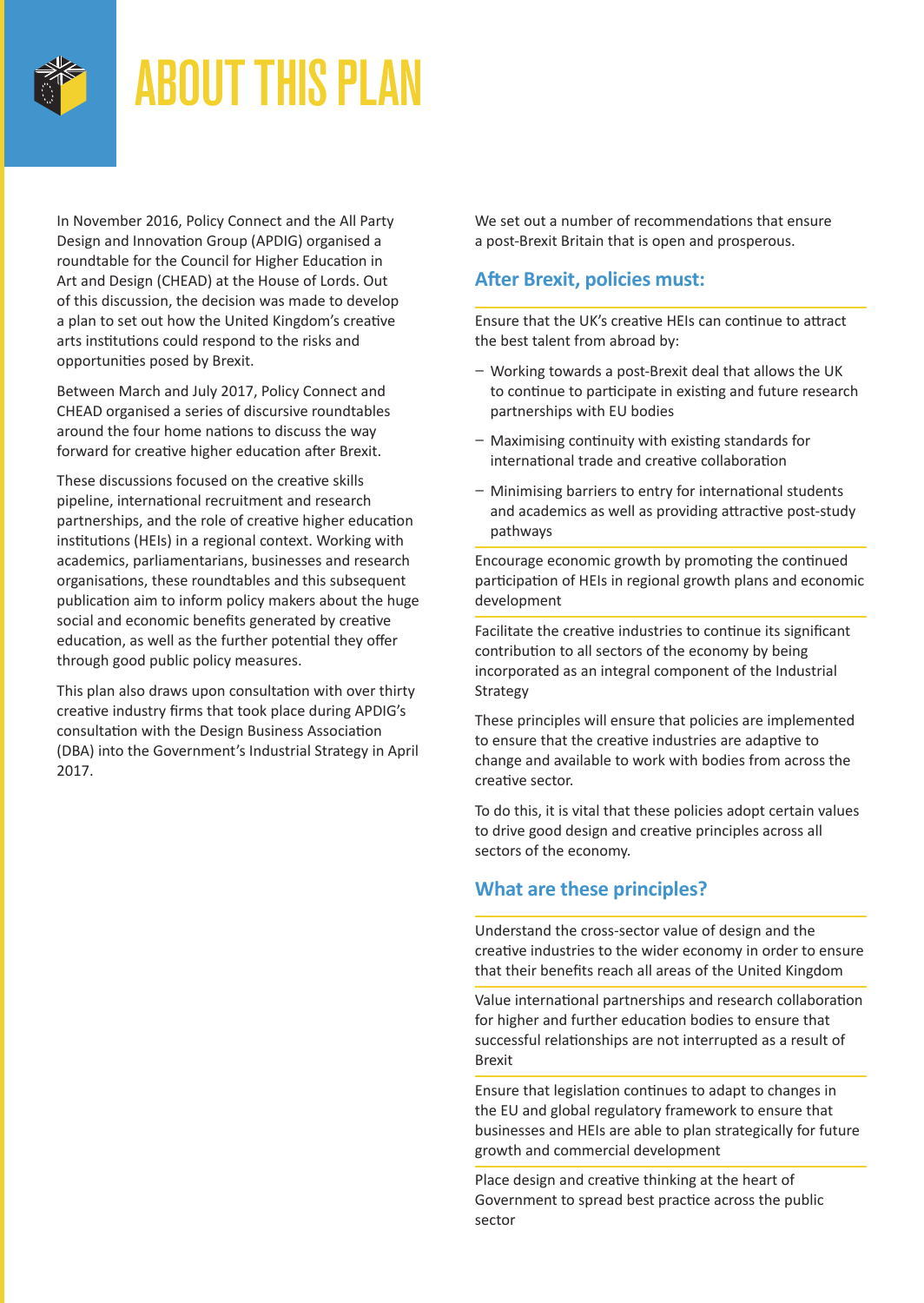# ABOUT THIS PLAN

In November 2016, Policy Connect and the All Party Design and Innovation Group (APDIG) organised a roundtable for the Council for Higher Education in Art and Design (CHEAD) at the House of Lords. Out of this discussion, the decision was made to develop a plan to set out how the United Kingdom's creative arts institutions could respond to the risks and opportunities posed by Brexit.

Between March and July 2017, Policy Connect and CHEAD organised a series of discursive roundtables around the four home nations to discuss the way forward for creative higher education after Brexit.

These discussions focused on the creative skills pipeline, international recruitment and research partnerships, and the role of creative higher education institutions (HEIs) in a regional context. Working with academics, parliamentarians, businesses and research organisations, these roundtables and this subsequent publication aim to inform policy makers about the huge social and economic benefits generated by creative education, as well as the further potential they offer through good public policy measures.

This plan also draws upon consultation with over thirty creative industry firms that took place during APDIG's consultation with the Design Business Association (DBA) into the Government's Industrial Strategy in April 2017.

We set out a number of recommendations that ensure a post-Brexit Britain that is open and prosperous.

## After Brexit, policies must:

Ensure that the UK's creative HEIs can continue to attract the best talent from abroad by:

- Working towards a post-Brexit deal that allows the UK to continue to participate in existing and future research partnerships with EU bodies
- Maximising continuity with existing standards for international trade and creative collaboration
- Minimising barriers to entry for international students and academics as well as providing attractive post-study pathways

Encourage economic growth by promoting the continued participation of HEIs in regional growth plans and economic development

Facilitate the creative industries to continue its significant contribution to all sectors of the economy by being incorporated as an integral component of the Industrial Strategy

These principles will ensure that policies are implemented to ensure that the creative industries are adaptive to change and available to work with bodies from across the creative sector.

To do this, it is vital that these policies adopt certain values to drive good design and creative principles across all sectors of the economy.

## What are these principles?

Understand the cross-sector value of design and the creative industries to the wider economy in order to ensure that their benefits reach all areas of the United Kingdom

Value international partnerships and research collaboration for higher and further education bodies to ensure that successful relationships are not interrupted as a result of Brexit

Ensure that legislation continues to adapt to changes in the EU and global regulatory framework to ensure that businesses and HEIs are able to plan strategically for future growth and commercial development

Place design and creative thinking at the heart of Government to spread best practice across the public sector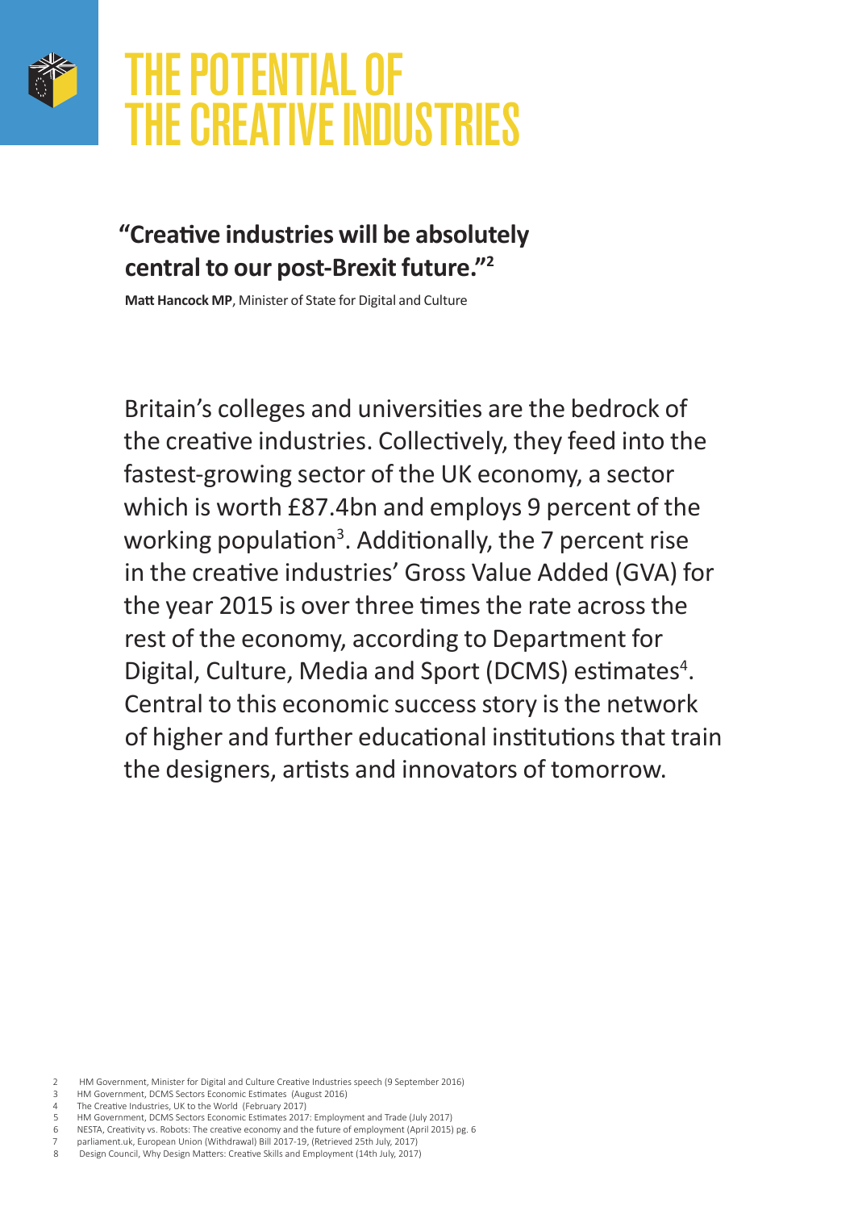# THE POTENTIAL OF THE CREATIVE INDUSTRIES

**"Creative industries will be absolutely central to our post-Brexit future."[2]**

**Matt Hancock MP**, Minister of State for Digital and Culture

Britain's colleges and universities are the bedrock of the creative industries. Collectively, they feed into the fastest-growing sector of the UK economy, a sector which is worth £87.4bn and employs 9 percent of the working population[3]. Additionally, the 7 percent rise in the creative industries' Gross Value Added (GVA) for the year 2015 is over three times the rate across the rest of the economy, according to Department for Digital, Culture, Media and Sport (DCMS) estimates[4]. Central to this economic success story is the network of higher and further educational institutions that train the designers, artists and innovators of tomorrow.

2 HM Government, Minister for Digital and Culture Creative Industries speech (9 September 2016)
3 HM Government, DCMS Sectors Economic Estimates (August 2016)
4 The Creative Industries, UK to the World (February 2017)
5 HM Government, DCMS Sectors Economic Estimates 2017: Employment and Trade (July 2017)
6 NESTA, Creativity vs. Robots: The creative economy and the future of employment (April 2015) pg. 6
7 parliament.uk, European Union (Withdrawal) Bill 2017-19, (Retrieved 25th July, 2017)
8 Design Council, Why Design Matters: Creative Skills and Employment (14th July, 2017)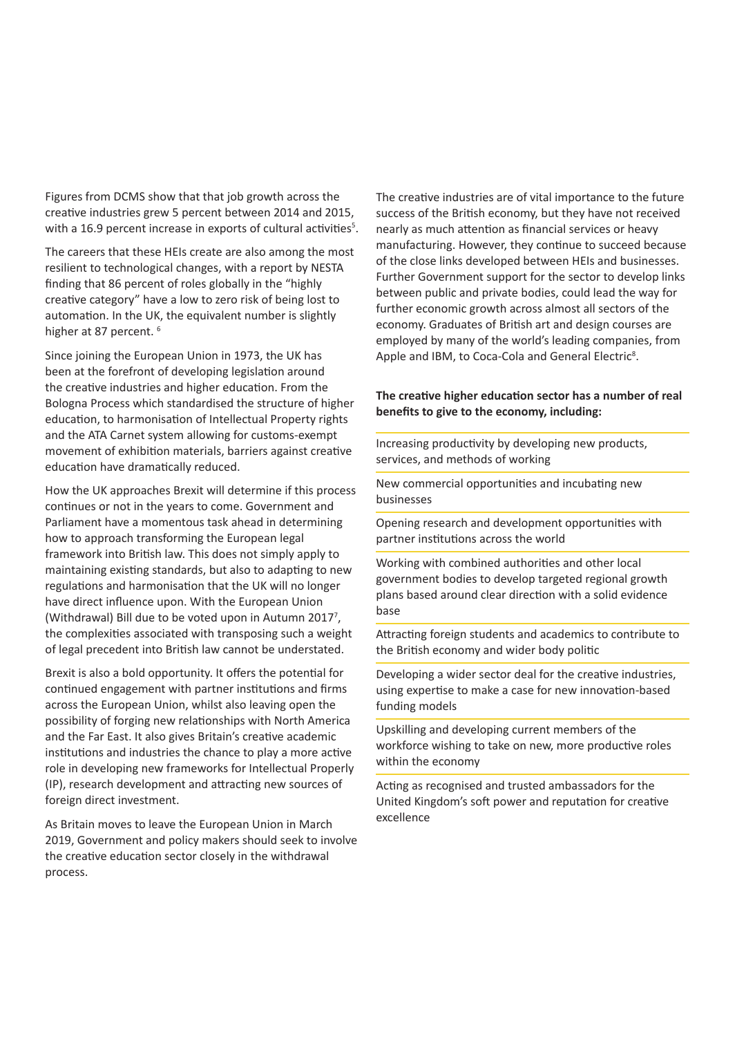Figures from DCMS show that that job growth across the creative industries grew 5 percent between 2014 and 2015, with a 16.9 percent increase in exports of cultural activities[5].

The careers that these HEIs create are also among the most resilient to technological changes, with a report by NESTA finding that 86 percent of roles globally in the "highly creative category" have a low to zero risk of being lost to automation. In the UK, the equivalent number is slightly higher at 87 percent. [6]

Since joining the European Union in 1973, the UK has been at the forefront of developing legislation around the creative industries and higher education. From the Bologna Process which standardised the structure of higher education, to harmonisation of Intellectual Property rights and the ATA Carnet system allowing for customs-exempt movement of exhibition materials, barriers against creative education have dramatically reduced.

How the UK approaches Brexit will determine if this process continues or not in the years to come. Government and Parliament have a momentous task ahead in determining how to approach transforming the European legal framework into British law. This does not simply apply to maintaining existing standards, but also to adapting to new regulations and harmonisation that the UK will no longer have direct influence upon. With the European Union (Withdrawal) Bill due to be voted upon in Autumn 2017[7], the complexities associated with transposing such a weight of legal precedent into British law cannot be understated.

Brexit is also a bold opportunity. It offers the potential for continued engagement with partner institutions and firms across the European Union, whilst also leaving open the possibility of forging new relationships with North America and the Far East. It also gives Britain's creative academic institutions and industries the chance to play a more active role in developing new frameworks for Intellectual Properly (IP), research development and attracting new sources of foreign direct investment.

As Britain moves to leave the European Union in March 2019, Government and policy makers should seek to involve the creative education sector closely in the withdrawal process.

The creative industries are of vital importance to the future success of the British economy, but they have not received nearly as much attention as financial services or heavy manufacturing. However, they continue to succeed because of the close links developed between HEIs and businesses. Further Government support for the sector to develop links between public and private bodies, could lead the way for further economic growth across almost all sectors of the economy. Graduates of British art and design courses are employed by many of the world's leading companies, from Apple and IBM, to Coca-Cola and General Electric[8].

**The creative higher education sector has a number of real benefits to give to the economy, including:**

- Increasing productivity by developing new products, services, and methods of working
- New commercial opportunities and incubating new businesses
- Opening research and development opportunities with partner institutions across the world
- Working with combined authorities and other local government bodies to develop targeted regional growth plans based around clear direction with a solid evidence base
- Attracting foreign students and academics to contribute to the British economy and wider body politic
- Developing a wider sector deal for the creative industries, using expertise to make a case for new innovation-based funding models
- Upskilling and developing current members of the workforce wishing to take on new, more productive roles within the economy
- Acting as recognised and trusted ambassadors for the United Kingdom's soft power and reputation for creative excellence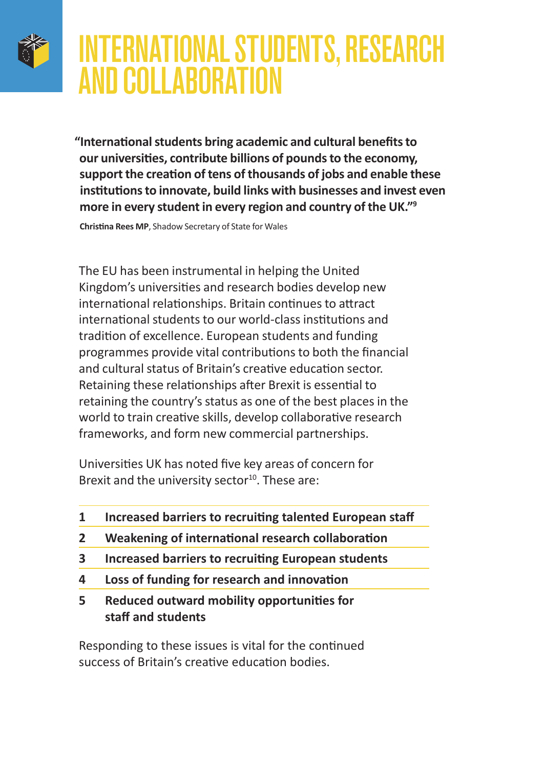# INTERNATIONAL STUDENTS, RESEARCH AND COLLABORATION

> **"International students bring academic and cultural benefits to our universities, contribute billions of pounds to the economy, support the creation of tens of thousands of jobs and enable these institutions to innovate, build links with businesses and invest even more in every student in every region and country of the UK."[9]**
>
> **Christina Rees MP**, Shadow Secretary of State for Wales

The EU has been instrumental in helping the United Kingdom's universities and research bodies develop new international relationships. Britain continues to attract international students to our world-class institutions and tradition of excellence. European students and funding programmes provide vital contributions to both the financial and cultural status of Britain's creative education sector. Retaining these relationships after Brexit is essential to retaining the country's status as one of the best places in the world to train creative skills, develop collaborative research frameworks, and form new commercial partnerships.

Universities UK has noted five key areas of concern for Brexit and the university sector[10]. These are:

1. **Increased barriers to recruiting talented European staff**
2. **Weakening of international research collaboration**
3. **Increased barriers to recruiting European students**
4. **Loss of funding for research and innovation**
5. **Reduced outward mobility opportunities for staff and students**

Responding to these issues is vital for the continued success of Britain's creative education bodies.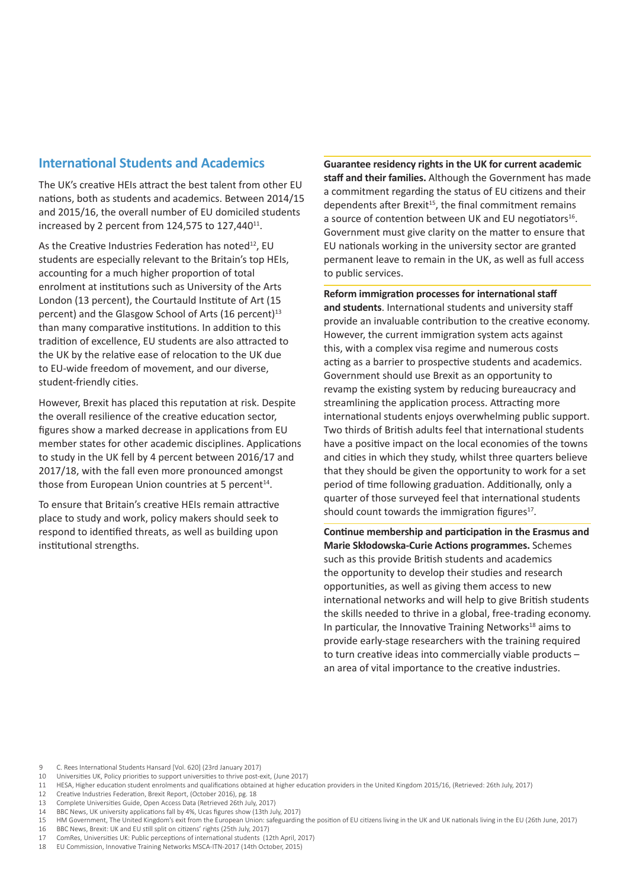## International Students and Academics

The UK's creative HEIs attract the best talent from other EU nations, both as students and academics. Between 2014/15 and 2015/16, the overall number of EU domiciled students increased by 2 percent from 124,575 to 127,440[11].

As the Creative Industries Federation has noted[12], EU students are especially relevant to the Britain's top HEIs, accounting for a much higher proportion of total enrolment at institutions such as University of the Arts London (13 percent), the Courtauld Institute of Art (15 percent) and the Glasgow School of Arts (16 percent)[13] than many comparative institutions. In addition to this tradition of excellence, EU students are also attracted to the UK by the relative ease of relocation to the UK due to EU-wide freedom of movement, and our diverse, student-friendly cities.

However, Brexit has placed this reputation at risk. Despite the overall resilience of the creative education sector, figures show a marked decrease in applications from EU member states for other academic disciplines. Applications to study in the UK fell by 4 percent between 2016/17 and 2017/18, with the fall even more pronounced amongst those from European Union countries at 5 percent[14].

To ensure that Britain's creative HEIs remain attractive place to study and work, policy makers should seek to respond to identified threats, as well as building upon institutional strengths.

**Guarantee residency rights in the UK for current academic staff and their families.** Although the Government has made a commitment regarding the status of EU citizens and their dependents after Brexit[15], the final commitment remains a source of contention between UK and EU negotiators[16]. Government must give clarity on the matter to ensure that EU nationals working in the university sector are granted permanent leave to remain in the UK, as well as full access to public services.

**Reform immigration processes for international staff and students**. International students and university staff provide an invaluable contribution to the creative economy. However, the current immigration system acts against this, with a complex visa regime and numerous costs acting as a barrier to prospective students and academics. Government should use Brexit as an opportunity to revamp the existing system by reducing bureaucracy and streamlining the application process. Attracting more international students enjoys overwhelming public support. Two thirds of British adults feel that international students have a positive impact on the local economies of the towns and cities in which they study, whilst three quarters believe that they should be given the opportunity to work for a set period of time following graduation. Additionally, only a quarter of those surveyed feel that international students should count towards the immigration figures[17].

**Continue membership and participation in the Erasmus and Marie Skłodowska-Curie Actions programmes.** Schemes such as this provide British students and academics the opportunity to develop their studies and research opportunities, as well as giving them access to new international networks and will help to give British students the skills needed to thrive in a global, free-trading economy. In particular, the Innovative Training Networks[18] aims to provide early-stage researchers with the training required to turn creative ideas into commercially viable products – an area of vital importance to the creative industries.

9 C. Rees International Students Hansard [Vol. 620] (23rd January 2017)
10 Universities UK, Policy priorities to support universities to thrive post-exit, (June 2017)
11 HESA, Higher education student enrolments and qualifications obtained at higher education providers in the United Kingdom 2015/16, (Retrieved: 26th July, 2017)
12 Creative Industries Federation, Brexit Report, (October 2016), pg. 18
13 Complete Universities Guide, Open Access Data (Retrieved 26th July, 2017)
14 BBC News, UK university applications fall by 4%, Ucas figures show (13th July, 2017)
15 HM Government, The United Kingdom's exit from the European Union: safeguarding the position of EU citizens living in the UK and UK nationals living in the EU (26th June, 2017)
16 BBC News, Brexit: UK and EU still split on citizens' rights (25th July, 2017)
17 ComRes, Universities UK: Public perceptions of international students (12th April, 2017)
18 EU Commission, Innovative Training Networks MSCA-ITN-2017 (14th October, 2015)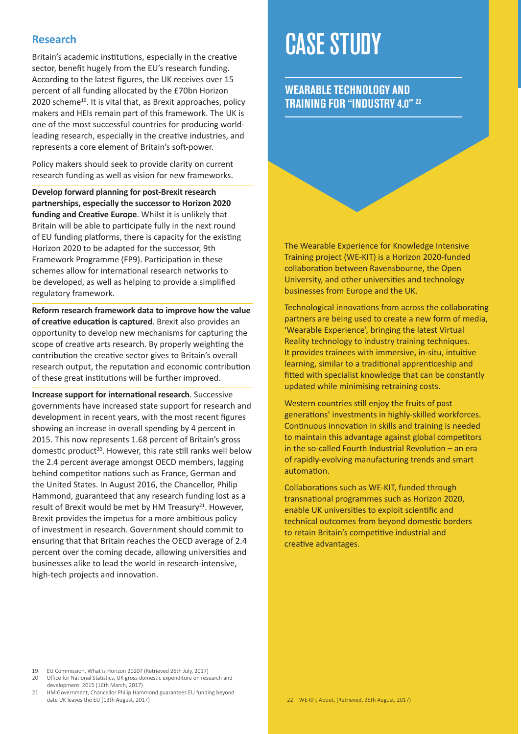## Research

Britain's academic institutions, especially in the creative sector, benefit hugely from the EU's research funding. According to the latest figures, the UK receives over 15 percent of all funding allocated by the £70bn Horizon 2020 scheme[19]. It is vital that, as Brexit approaches, policy makers and HEIs remain part of this framework. The UK is one of the most successful countries for producing world-leading research, especially in the creative industries, and represents a core element of Britain's soft-power.

Policy makers should seek to provide clarity on current research funding as well as vision for new frameworks.

**Develop forward planning for post-Brexit research partnerships, especially the successor to Horizon 2020 funding and Creative Europe**. Whilst it is unlikely that Britain will be able to participate fully in the next round of EU funding platforms, there is capacity for the existing Horizon 2020 to be adapted for the successor, 9th Framework Programme (FP9). Participation in these schemes allow for international research networks to be developed, as well as helping to provide a simplified regulatory framework.

**Reform research framework data to improve how the value of creative education is captured**. Brexit also provides an opportunity to develop new mechanisms for capturing the scope of creative arts research. By properly weighting the contribution the creative sector gives to Britain's overall research output, the reputation and economic contribution of these great institutions will be further improved.

**Increase support for international research**. Successive governments have increased state support for research and development in recent years, with the most recent figures showing an increase in overall spending by 4 percent in 2015. This now represents 1.68 percent of Britain's gross domestic product[20]. However, this rate still ranks well below the 2.4 percent average amongst OECD members, lagging behind competitor nations such as France, German and the United States. In August 2016, the Chancellor, Philip Hammond, guaranteed that any research funding lost as a result of Brexit would be met by HM Treasury[21]. However, Brexit provides the impetus for a more ambitious policy of investment in research. Government should commit to ensuring that that Britain reaches the OECD average of 2.4 percent over the coming decade, allowing universities and businesses alike to lead the world in research-intensive, high-tech projects and innovation.

19 EU Commission, What is Horizon 2020? (Retrieved 26th July, 2017)
20 Office for National Statistics, UK gross domestic expenditure on research and development: 2015 (16th March, 2017)
21 HM Government, Chancellor Philip Hammond guarantees EU funding beyond date UK leaves the EU (13th August, 2017)

# CASE STUDY

## WEARABLE TECHNOLOGY AND TRAINING FOR "INDUSTRY 4.0"[22]

The Wearable Experience for Knowledge Intensive Training project (WE-KIT) is a Horizon 2020-funded collaboration between Ravensbourne, the Open University, and other universities and technology businesses from Europe and the UK.

Technological innovations from across the collaborating partners are being used to create a new form of media, 'Wearable Experience', bringing the latest Virtual Reality technology to industry training techniques. It provides trainees with immersive, in-situ, intuitive learning, similar to a traditional apprenticeship and fitted with specialist knowledge that can be constantly updated while minimising retraining costs.

Western countries still enjoy the fruits of past generations' investments in highly-skilled workforces. Continuous innovation in skills and training is needed to maintain this advantage against global competitors in the so-called Fourth Industrial Revolution – an era of rapidly-evolving manufacturing trends and smart automation.

Collaborations such as WE-KIT, funded through transnational programmes such as Horizon 2020, enable UK universities to exploit scientific and technical outcomes from beyond domestic borders to retain Britain's competitive industrial and creative advantages.

22 WE-KIT, About, (Retrieved, 25th August, 2017)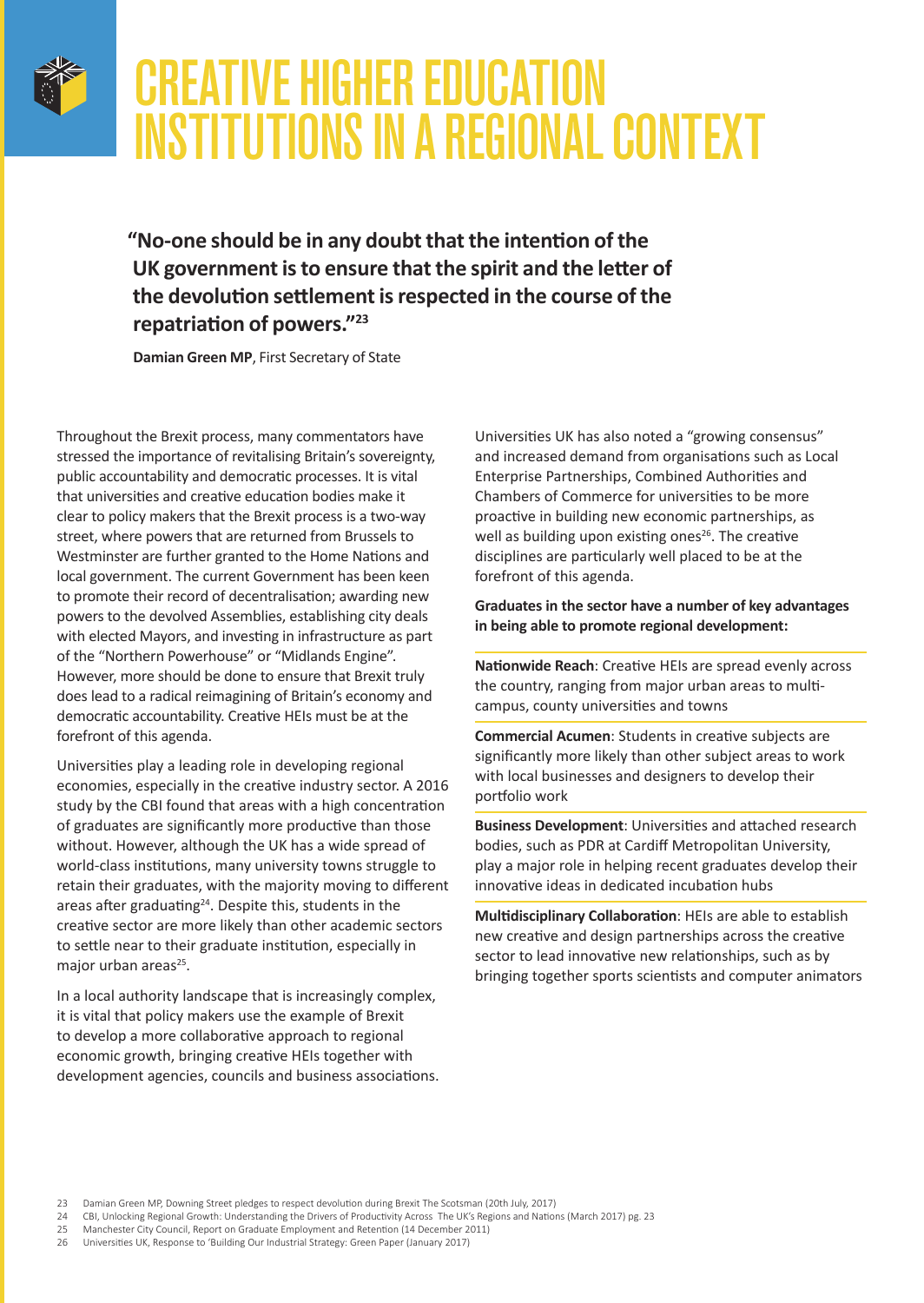# CREATIVE HIGHER EDUCATION INSTITUTIONS IN A REGIONAL CONTEXT

> **"No-one should be in any doubt that the intention of the UK government is to ensure that the spirit and the letter of the devolution settlement is respected in the course of the repatriation of powers."[23]**
>
> **Damian Green MP**, First Secretary of State

Throughout the Brexit process, many commentators have stressed the importance of revitalising Britain's sovereignty, public accountability and democratic processes. It is vital that universities and creative education bodies make it clear to policy makers that the Brexit process is a two-way street, where powers that are returned from Brussels to Westminster are further granted to the Home Nations and local government. The current Government has been keen to promote their record of decentralisation; awarding new powers to the devolved Assemblies, establishing city deals with elected Mayors, and investing in infrastructure as part of the "Northern Powerhouse" or "Midlands Engine". However, more should be done to ensure that Brexit truly does lead to a radical reimagining of Britain's economy and democratic accountability. Creative HEIs must be at the forefront of this agenda.

Universities play a leading role in developing regional economies, especially in the creative industry sector. A 2016 study by the CBI found that areas with a high concentration of graduates are significantly more productive than those without. However, although the UK has a wide spread of world-class institutions, many university towns struggle to retain their graduates, with the majority moving to different areas after graduating[24]. Despite this, students in the creative sector are more likely than other academic sectors to settle near to their graduate institution, especially in major urban areas[25].

In a local authority landscape that is increasingly complex, it is vital that policy makers use the example of Brexit to develop a more collaborative approach to regional economic growth, bringing creative HEIs together with development agencies, councils and business associations.

Universities UK has also noted a "growing consensus" and increased demand from organisations such as Local Enterprise Partnerships, Combined Authorities and Chambers of Commerce for universities to be more proactive in building new economic partnerships, as well as building upon existing ones[26]. The creative disciplines are particularly well placed to be at the forefront of this agenda.

**Graduates in the sector have a number of key advantages in being able to promote regional development:**

**Nationwide Reach**: Creative HEIs are spread evenly across the country, ranging from major urban areas to multi-campus, county universities and towns

**Commercial Acumen**: Students in creative subjects are significantly more likely than other subject areas to work with local businesses and designers to develop their portfolio work

**Business Development**: Universities and attached research bodies, such as PDR at Cardiff Metropolitan University, play a major role in helping recent graduates develop their innovative ideas in dedicated incubation hubs

**Multidisciplinary Collaboration**: HEIs are able to establish new creative and design partnerships across the creative sector to lead innovative new relationships, such as by bringing together sports scientists and computer animators

23 Damian Green MP, Downing Street pledges to respect devolution during Brexit The Scotsman (20th July, 2017)
24 CBI, Unlocking Regional Growth: Understanding the Drivers of Productivity Across The UK's Regions and Nations (March 2017) pg. 23
25 Manchester City Council, Report on Graduate Employment and Retention (14 December 2011)
26 Universities UK, Response to 'Building Our Industrial Strategy: Green Paper (January 2017)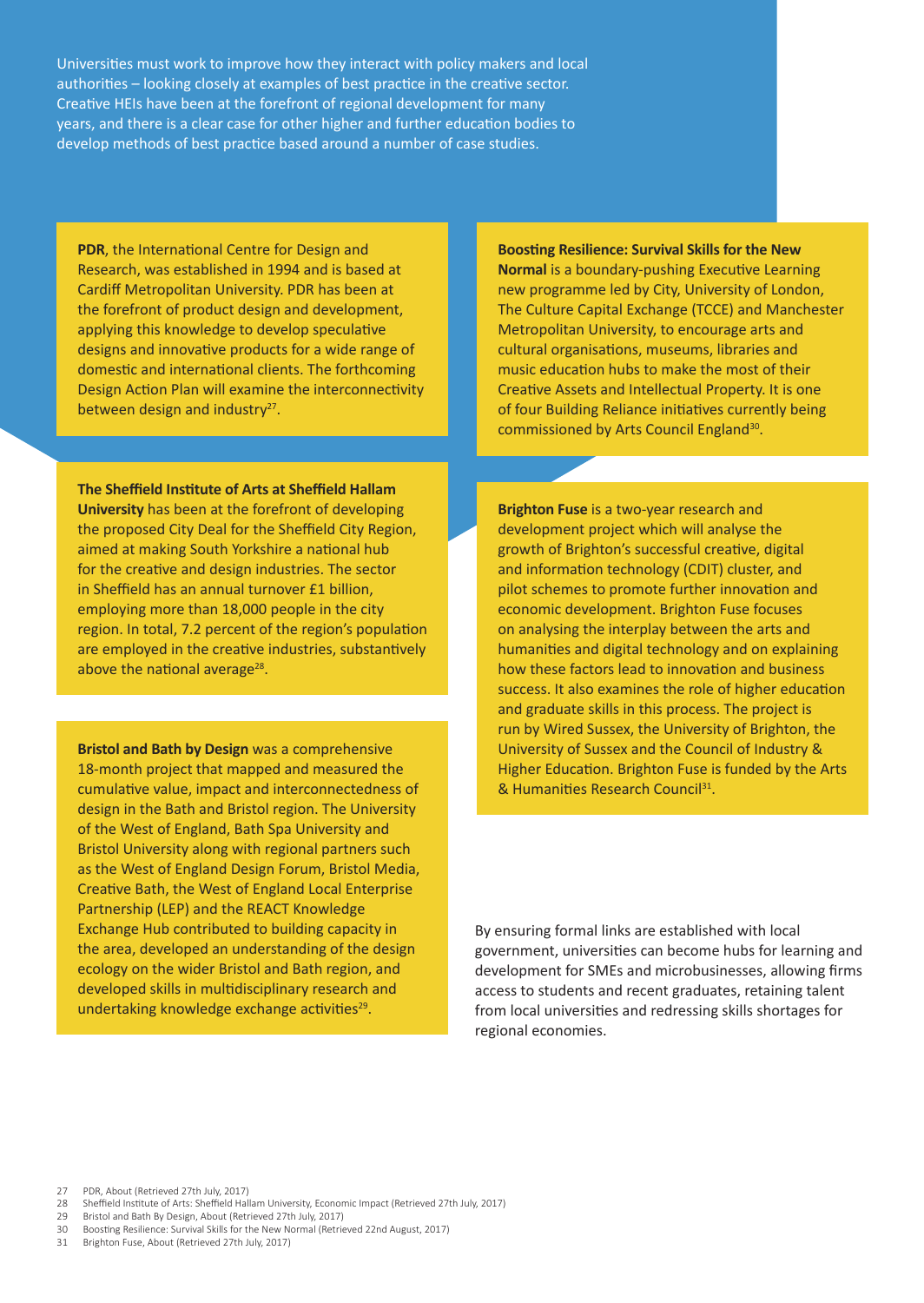Universities must work to improve how they interact with policy makers and local authorities – looking closely at examples of best practice in the creative sector. Creative HEIs have been at the forefront of regional development for many years, and there is a clear case for other higher and further education bodies to develop methods of best practice based around a number of case studies.

**PDR**, the International Centre for Design and Research, was established in 1994 and is based at Cardiff Metropolitan University. PDR has been at the forefront of product design and development, applying this knowledge to develop speculative designs and innovative products for a wide range of domestic and international clients. The forthcoming Design Action Plan will examine the interconnectivity between design and industry[27].

**The Sheffield Institute of Arts at Sheffield Hallam University** has been at the forefront of developing the proposed City Deal for the Sheffield City Region, aimed at making South Yorkshire a national hub for the creative and design industries. The sector in Sheffield has an annual turnover £1 billion, employing more than 18,000 people in the city region. In total, 7.2 percent of the region's population are employed in the creative industries, substantively above the national average[28].

**Bristol and Bath by Design** was a comprehensive 18-month project that mapped and measured the cumulative value, impact and interconnectedness of design in the Bath and Bristol region. The University of the West of England, Bath Spa University and Bristol University along with regional partners such as the West of England Design Forum, Bristol Media, Creative Bath, the West of England Local Enterprise Partnership (LEP) and the REACT Knowledge Exchange Hub contributed to building capacity in the area, developed an understanding of the design ecology on the wider Bristol and Bath region, and developed skills in multidisciplinary research and undertaking knowledge exchange activities[29].

**Boosting Resilience: Survival Skills for the New Normal** is a boundary-pushing Executive Learning new programme led by City, University of London, The Culture Capital Exchange (TCCE) and Manchester Metropolitan University, to encourage arts and cultural organisations, museums, libraries and music education hubs to make the most of their Creative Assets and Intellectual Property. It is one of four Building Reliance initiatives currently being commissioned by Arts Council England[30].

**Brighton Fuse** is a two-year research and development project which will analyse the growth of Brighton's successful creative, digital and information technology (CDIT) cluster, and pilot schemes to promote further innovation and economic development. Brighton Fuse focuses on analysing the interplay between the arts and humanities and digital technology and on explaining how these factors lead to innovation and business success. It also examines the role of higher education and graduate skills in this process. The project is run by Wired Sussex, the University of Brighton, the University of Sussex and the Council of Industry & Higher Education. Brighton Fuse is funded by the Arts & Humanities Research Council[31].

By ensuring formal links are established with local government, universities can become hubs for learning and development for SMEs and microbusinesses, allowing firms access to students and recent graduates, retaining talent from local universities and redressing skills shortages for regional economies.

27 PDR, About (Retrieved 27th July, 2017)
28 Sheffield Institute of Arts: Sheffield Hallam University, Economic Impact (Retrieved 27th July, 2017)
29 Bristol and Bath By Design, About (Retrieved 27th July, 2017)
30 Boosting Resilience: Survival Skills for the New Normal (Retrieved 22nd August, 2017)
31 Brighton Fuse, About (Retrieved 27th July, 2017)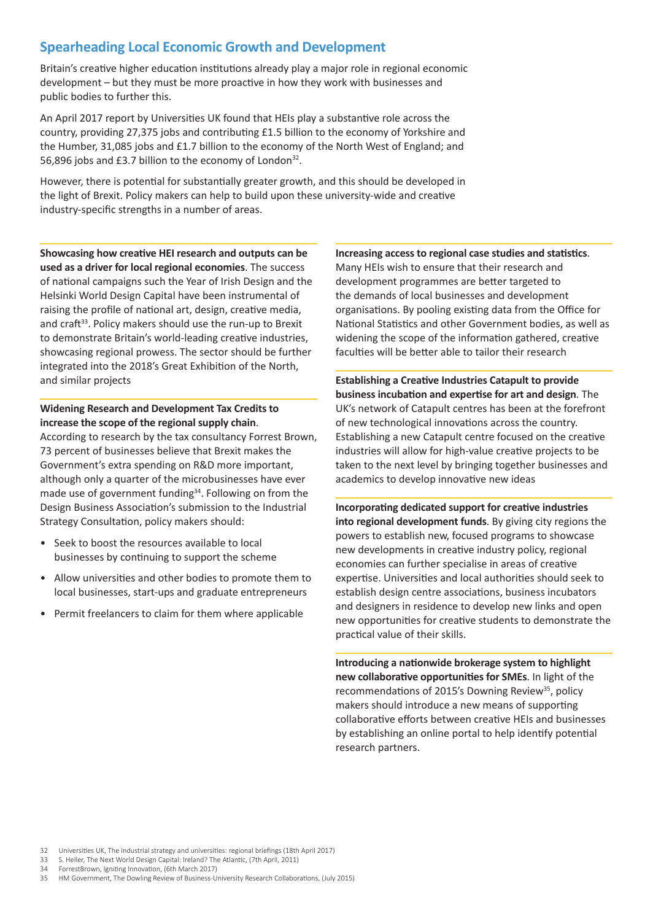## Spearheading Local Economic Growth and Development

Britain's creative higher education institutions already play a major role in regional economic development – but they must be more proactive in how they work with businesses and public bodies to further this.

An April 2017 report by Universities UK found that HEIs play a substantive role across the country, providing 27,375 jobs and contributing £1.5 billion to the economy of Yorkshire and the Humber, 31,085 jobs and £1.7 billion to the economy of the North West of England; and 56,896 jobs and £3.7 billion to the economy of London[32].

However, there is potential for substantially greater growth, and this should be developed in the light of Brexit. Policy makers can help to build upon these university-wide and creative industry-specific strengths in a number of areas.

**Showcasing how creative HEI research and outputs can be used as a driver for local regional economies**. The success of national campaigns such the Year of Irish Design and the Helsinki World Design Capital have been instrumental of raising the profile of national art, design, creative media, and craft[33]. Policy makers should use the run-up to Brexit to demonstrate Britain's world-leading creative industries, showcasing regional prowess. The sector should be further integrated into the 2018's Great Exhibition of the North, and similar projects

**Widening Research and Development Tax Credits to increase the scope of the regional supply chain**. According to research by the tax consultancy Forrest Brown, 73 percent of businesses believe that Brexit makes the Government's extra spending on R&D more important, although only a quarter of the microbusinesses have ever made use of government funding[34]. Following on from the Design Business Association's submission to the Industrial Strategy Consultation, policy makers should:

- Seek to boost the resources available to local businesses by continuing to support the scheme
- Allow universities and other bodies to promote them to local businesses, start-ups and graduate entrepreneurs
- Permit freelancers to claim for them where applicable

**Increasing access to regional case studies and statistics**. Many HEIs wish to ensure that their research and development programmes are better targeted to the demands of local businesses and development organisations. By pooling existing data from the Office for National Statistics and other Government bodies, as well as widening the scope of the information gathered, creative faculties will be better able to tailor their research

**Establishing a Creative Industries Catapult to provide business incubation and expertise for art and design**. The UK's network of Catapult centres has been at the forefront of new technological innovations across the country. Establishing a new Catapult centre focused on the creative industries will allow for high-value creative projects to be taken to the next level by bringing together businesses and academics to develop innovative new ideas

**Incorporating dedicated support for creative industries into regional development funds**. By giving city regions the powers to establish new, focused programs to showcase new developments in creative industry policy, regional economies can further specialise in areas of creative expertise. Universities and local authorities should seek to establish design centre associations, business incubators and designers in residence to develop new links and open new opportunities for creative students to demonstrate the practical value of their skills.

**Introducing a nationwide brokerage system to highlight new collaborative opportunities for SMEs**. In light of the recommendations of 2015's Downing Review[35], policy makers should introduce a new means of supporting collaborative efforts between creative HEIs and businesses by establishing an online portal to help identify potential research partners.

32 Universities UK, The industrial strategy and universities: regional briefings (18th April 2017)
33 S. Heller, The Next World Design Capital: Ireland? The Atlantic, (7th April, 2011)
34 ForrestBrown, Igniting Innovation, (6th March 2017)
35 HM Government, The Dowling Review of Business-University Research Collaborations, (July 2015)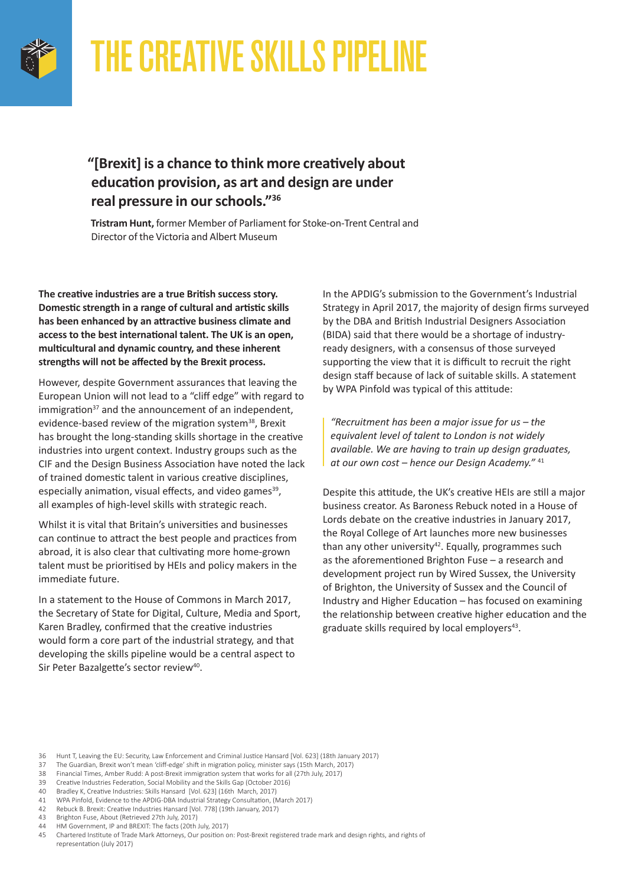# THE CREATIVE SKILLS PIPELINE

> **"[Brexit] is a chance to think more creatively about education provision, as art and design are under real pressure in our schools."[36]**
>
> **Tristram Hunt,** former Member of Parliament for Stoke-on-Trent Central and Director of the Victoria and Albert Museum

**The creative industries are a true British success story. Domestic strength in a range of cultural and artistic skills has been enhanced by an attractive business climate and access to the best international talent. The UK is an open, multicultural and dynamic country, and these inherent strengths will not be affected by the Brexit process.**

However, despite Government assurances that leaving the European Union will not lead to a "cliff edge" with regard to immigration[37] and the announcement of an independent, evidence-based review of the migration system[38], Brexit has brought the long-standing skills shortage in the creative industries into urgent context. Industry groups such as the CIF and the Design Business Association have noted the lack of trained domestic talent in various creative disciplines, especially animation, visual effects, and video games[39], all examples of high-level skills with strategic reach.

Whilst it is vital that Britain's universities and businesses can continue to attract the best people and practices from abroad, it is also clear that cultivating more home-grown talent must be prioritised by HEIs and policy makers in the immediate future.

In a statement to the House of Commons in March 2017, the Secretary of State for Digital, Culture, Media and Sport, Karen Bradley, confirmed that the creative industries would form a core part of the industrial strategy, and that developing the skills pipeline would be a central aspect to Sir Peter Bazalgette's sector review[40].

In the APDIG's submission to the Government's Industrial Strategy in April 2017, the majority of design firms surveyed by the DBA and British Industrial Designers Association (BIDA) said that there would be a shortage of industry-ready designers, with a consensus of those surveyed supporting the view that it is difficult to recruit the right design staff because of lack of suitable skills. A statement by WPA Pinfold was typical of this attitude:

> *"Recruitment has been a major issue for us – the equivalent level of talent to London is not widely available. We are having to train up design graduates, at our own cost – hence our Design Academy."* [41]

Despite this attitude, the UK's creative HEIs are still a major business creator. As Baroness Rebuck noted in a House of Lords debate on the creative industries in January 2017, the Royal College of Art launches more new businesses than any other university[42]. Equally, programmes such as the aforementioned Brighton Fuse – a research and development project run by Wired Sussex, the University of Brighton, the University of Sussex and the Council of Industry and Higher Education – has focused on examining the relationship between creative higher education and the graduate skills required by local employers[43].

---

36 Hunt T, Leaving the EU: Security, Law Enforcement and Criminal Justice Hansard [Vol. 623] (18th January 2017)
37 The Guardian, Brexit won't mean 'cliff-edge' shift in migration policy, minister says (15th March, 2017)
38 Financial Times, Amber Rudd: A post-Brexit immigration system that works for all (27th July, 2017)
39 Creative Industries Federation, Social Mobility and the Skills Gap (October 2016)
40 Bradley K, Creative Industries: Skills Hansard [Vol. 623] (16th March, 2017)
41 WPA Pinfold, Evidence to the APDIG-DBA Industrial Strategy Consultation, (March 2017)
42 Rebuck B. Brexit: Creative Industries Hansard [Vol. 778] (19th January, 2017)
43 Brighton Fuse, About (Retrieved 27th July, 2017)
44 HM Government, IP and BREXIT: The facts (20th July, 2017)
45 Chartered Institute of Trade Mark Attorneys, Our position on: Post-Brexit registered trade mark and design rights, and rights of representation (July 2017)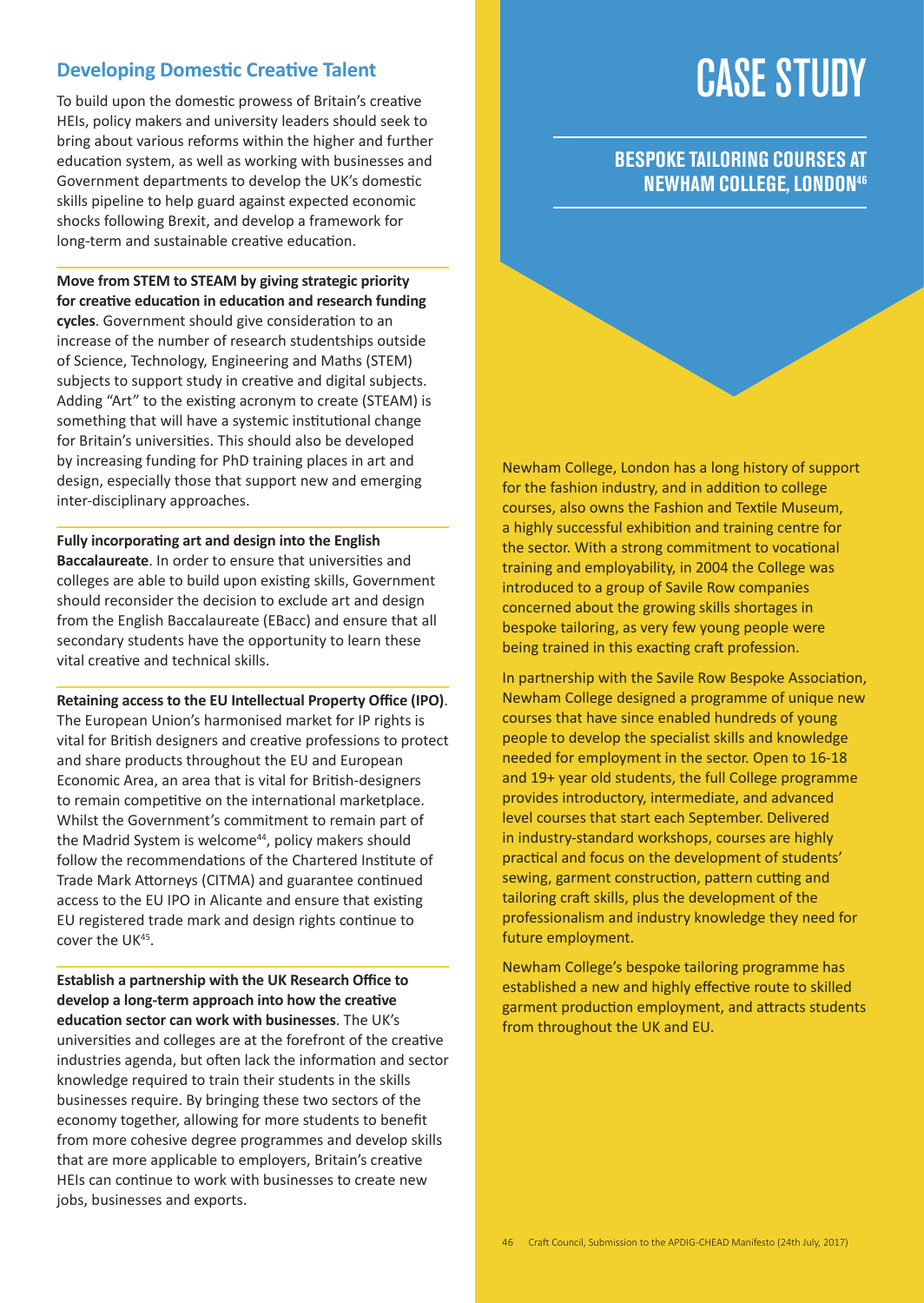## Developing Domestic Creative Talent

To build upon the domestic prowess of Britain's creative HEIs, policy makers and university leaders should seek to bring about various reforms within the higher and further education system, as well as working with businesses and Government departments to develop the UK's domestic skills pipeline to help guard against expected economic shocks following Brexit, and develop a framework for long-term and sustainable creative education.

**Move from STEM to STEAM by giving strategic priority for creative education in education and research funding cycles**. Government should give consideration to an increase of the number of research studentships outside of Science, Technology, Engineering and Maths (STEM) subjects to support study in creative and digital subjects. Adding "Art" to the existing acronym to create (STEAM) is something that will have a systemic institutional change for Britain's universities. This should also be developed by increasing funding for PhD training places in art and design, especially those that support new and emerging inter-disciplinary approaches.

**Fully incorporating art and design into the English Baccalaureate**. In order to ensure that universities and colleges are able to build upon existing skills, Government should reconsider the decision to exclude art and design from the English Baccalaureate (EBacc) and ensure that all secondary students have the opportunity to learn these vital creative and technical skills.

**Retaining access to the EU Intellectual Property Office (IPO)**. The European Union's harmonised market for IP rights is vital for British designers and creative professions to protect and share products throughout the EU and European Economic Area, an area that is vital for British-designers to remain competitive on the international marketplace. Whilst the Government's commitment to remain part of the Madrid System is welcome[44], policy makers should follow the recommendations of the Chartered Institute of Trade Mark Attorneys (CITMA) and guarantee continued access to the EU IPO in Alicante and ensure that existing EU registered trade mark and design rights continue to cover the UK[45].

**Establish a partnership with the UK Research Office to develop a long-term approach into how the creative education sector can work with businesses**. The UK's universities and colleges are at the forefront of the creative industries agenda, but often lack the information and sector knowledge required to train their students in the skills businesses require. By bringing these two sectors of the economy together, allowing for more students to benefit from more cohesive degree programmes and develop skills that are more applicable to employers, Britain's creative HEIs can continue to work with businesses to create new jobs, businesses and exports.

# CASE STUDY

### BESPOKE TAILORING COURSES AT NEWHAM COLLEGE, LONDON[46]

Newham College, London has a long history of support for the fashion industry, and in addition to college courses, also owns the Fashion and Textile Museum, a highly successful exhibition and training centre for the sector. With a strong commitment to vocational training and employability, in 2004 the College was introduced to a group of Savile Row companies concerned about the growing skills shortages in bespoke tailoring, as very few young people were being trained in this exacting craft profession.

In partnership with the Savile Row Bespoke Association, Newham College designed a programme of unique new courses that have since enabled hundreds of young people to develop the specialist skills and knowledge needed for employment in the sector. Open to 16-18 and 19+ year old students, the full College programme provides introductory, intermediate, and advanced level courses that start each September. Delivered in industry-standard workshops, courses are highly practical and focus on the development of students' sewing, garment construction, pattern cutting and tailoring craft skills, plus the development of the professionalism and industry knowledge they need for future employment.

Newham College's bespoke tailoring programme has established a new and highly effective route to skilled garment production employment, and attracts students from throughout the UK and EU.

46 Craft Council, Submission to the APDIG-CHEAD Manifesto (24th July, 2017)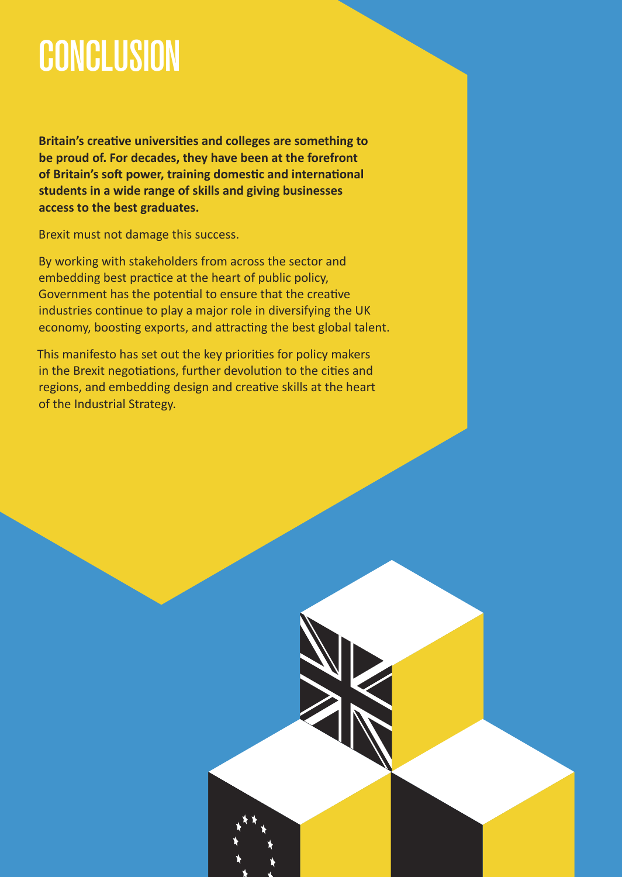# CONCLUSION

**Britain's creative universities and colleges are something to be proud of. For decades, they have been at the forefront of Britain's soft power, training domestic and international students in a wide range of skills and giving businesses access to the best graduates.**

Brexit must not damage this success.

By working with stakeholders from across the sector and embedding best practice at the heart of public policy, Government has the potential to ensure that the creative industries continue to play a major role in diversifying the UK economy, boosting exports, and attracting the best global talent.

This manifesto has set out the key priorities for policy makers in the Brexit negotiations, further devolution to the cities and regions, and embedding design and creative skills at the heart of the Industrial Strategy.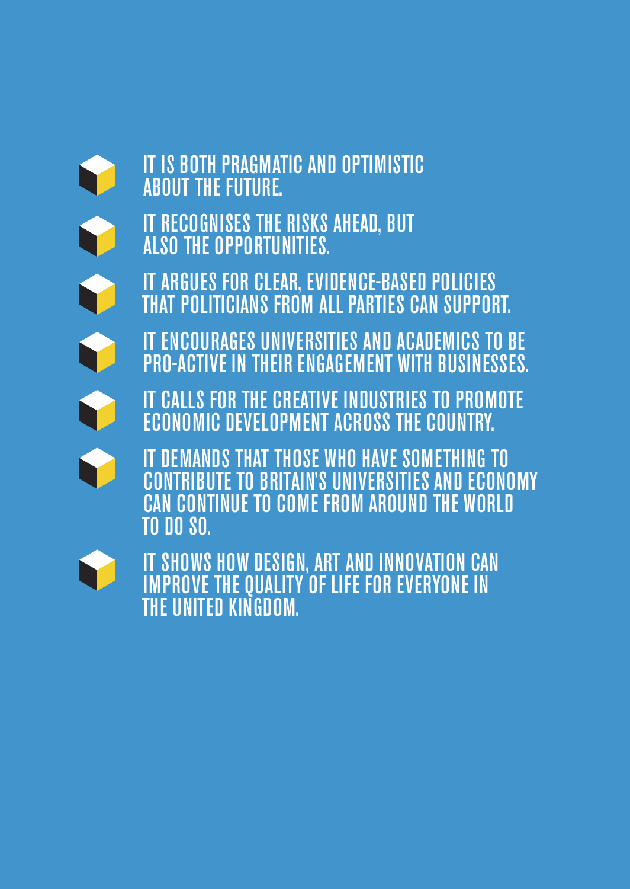- IT IS BOTH PRAGMATIC AND OPTIMISTIC ABOUT THE FUTURE.
- IT RECOGNISES THE RISKS AHEAD, BUT ALSO THE OPPORTUNITIES.
- IT ARGUES FOR CLEAR, EVIDENCE-BASED POLICIES THAT POLITICIANS FROM ALL PARTIES CAN SUPPORT.
- IT ENCOURAGES UNIVERSITIES AND ACADEMICS TO BE PRO-ACTIVE IN THEIR ENGAGEMENT WITH BUSINESSES.
- IT CALLS FOR THE CREATIVE INDUSTRIES TO PROMOTE ECONOMIC DEVELOPMENT ACROSS THE COUNTRY.
- IT DEMANDS THAT THOSE WHO HAVE SOMETHING TO CONTRIBUTE TO BRITAIN'S UNIVERSITIES AND ECONOMY CAN CONTINUE TO COME FROM AROUND THE WORLD TO DO SO.
- IT SHOWS HOW DESIGN, ART AND INNOVATION CAN IMPROVE THE QUALITY OF LIFE FOR EVERYONE IN THE UNITED KINGDOM.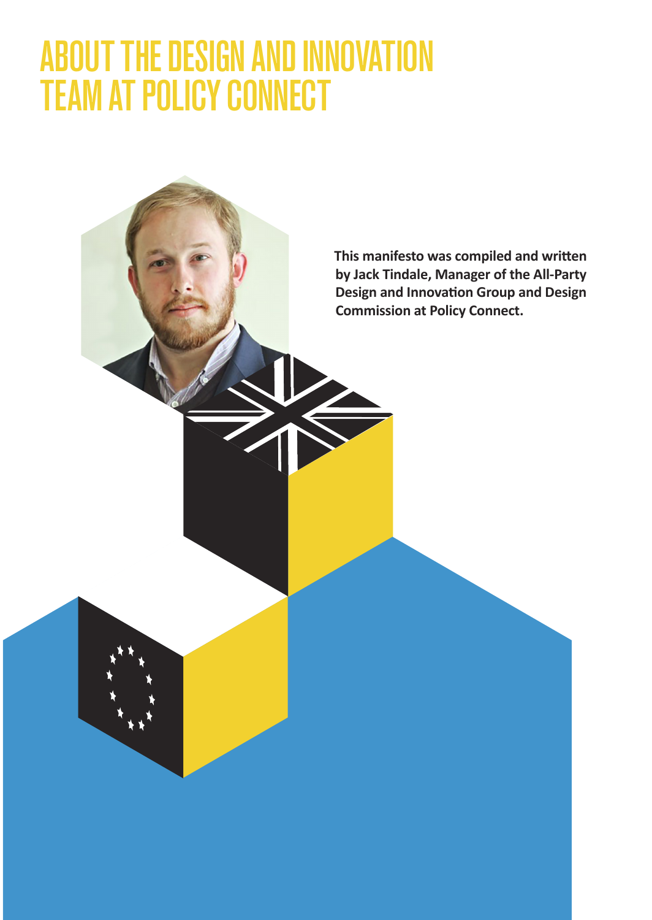# ABOUT THE DESIGN AND INNOVATION TEAM AT POLICY CONNECT

**This manifesto was compiled and written by Jack Tindale, Manager of the All-Party Design and Innovation Group and Design Commission at Policy Connect.**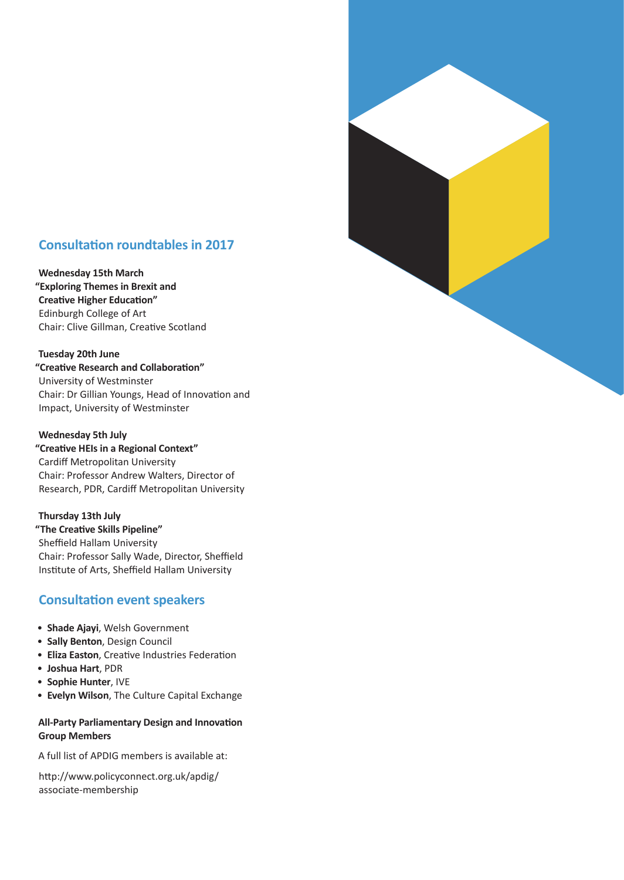## Consultation roundtables in 2017

**Wednesday 15th March**
**"Exploring Themes in Brexit and Creative Higher Education"**
Edinburgh College of Art
Chair: Clive Gillman, Creative Scotland

**Tuesday 20th June**
**"Creative Research and Collaboration"**
University of Westminster
Chair: Dr Gillian Youngs, Head of Innovation and Impact, University of Westminster

**Wednesday 5th July**
**"Creative HEIs in a Regional Context"**
Cardiff Metropolitan University
Chair: Professor Andrew Walters, Director of Research, PDR, Cardiff Metropolitan University

**Thursday 13th July**
**"The Creative Skills Pipeline"**
Sheffield Hallam University
Chair: Professor Sally Wade, Director, Sheffield Institute of Arts, Sheffield Hallam University

## Consultation event speakers

- **Shade Ajayi**, Welsh Government
- **Sally Benton**, Design Council
- **Eliza Easton**, Creative Industries Federation
- **Joshua Hart**, PDR
- **Sophie Hunter**, IVE
- **Evelyn Wilson**, The Culture Capital Exchange

**All-Party Parliamentary Design and Innovation Group Members**

A full list of APDIG members is available at:

http://www.policyconnect.org.uk/apdig/associate-membership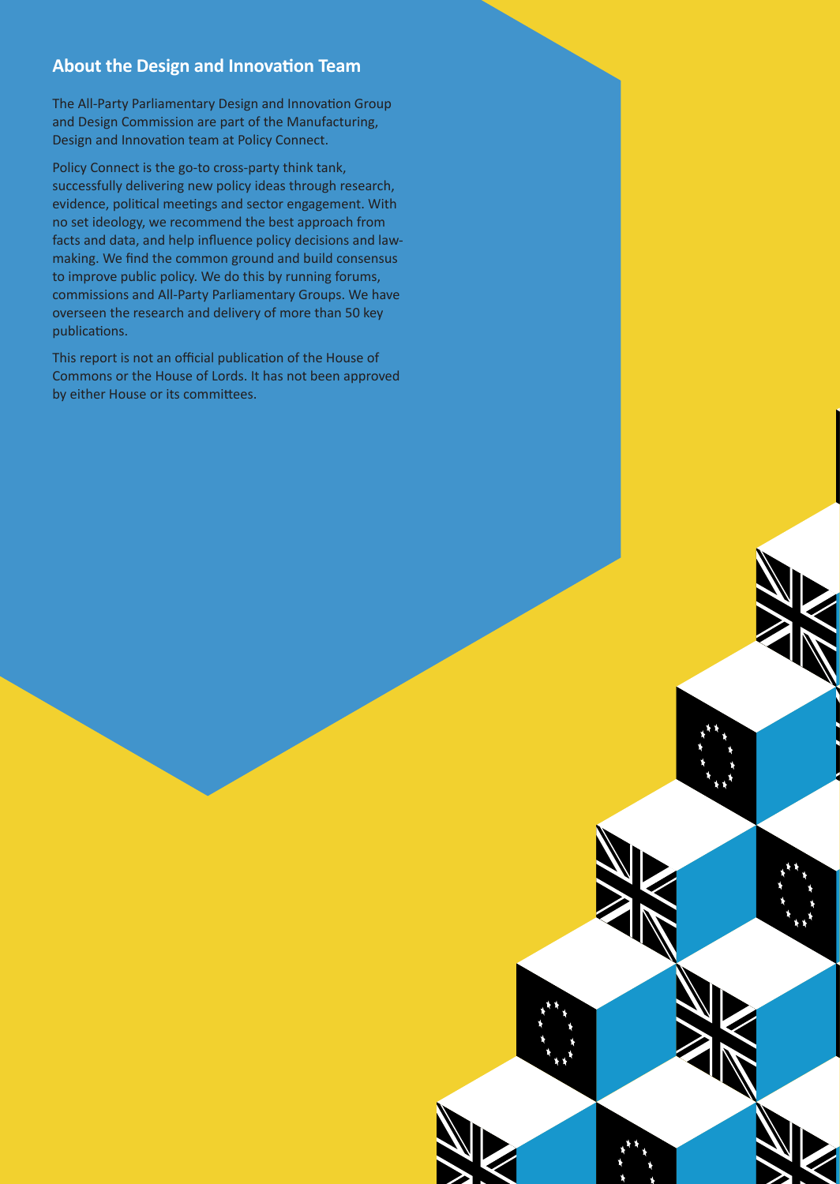## About the Design and Innovation Team

The All-Party Parliamentary Design and Innovation Group and Design Commission are part of the Manufacturing, Design and Innovation team at Policy Connect.

Policy Connect is the go-to cross-party think tank, successfully delivering new policy ideas through research, evidence, political meetings and sector engagement. With no set ideology, we recommend the best approach from facts and data, and help influence policy decisions and law-making. We find the common ground and build consensus to improve public policy. We do this by running forums, commissions and All-Party Parliamentary Groups. We have overseen the research and delivery of more than 50 key publications.

This report is not an official publication of the House of Commons or the House of Lords. It has not been approved by either House or its committees.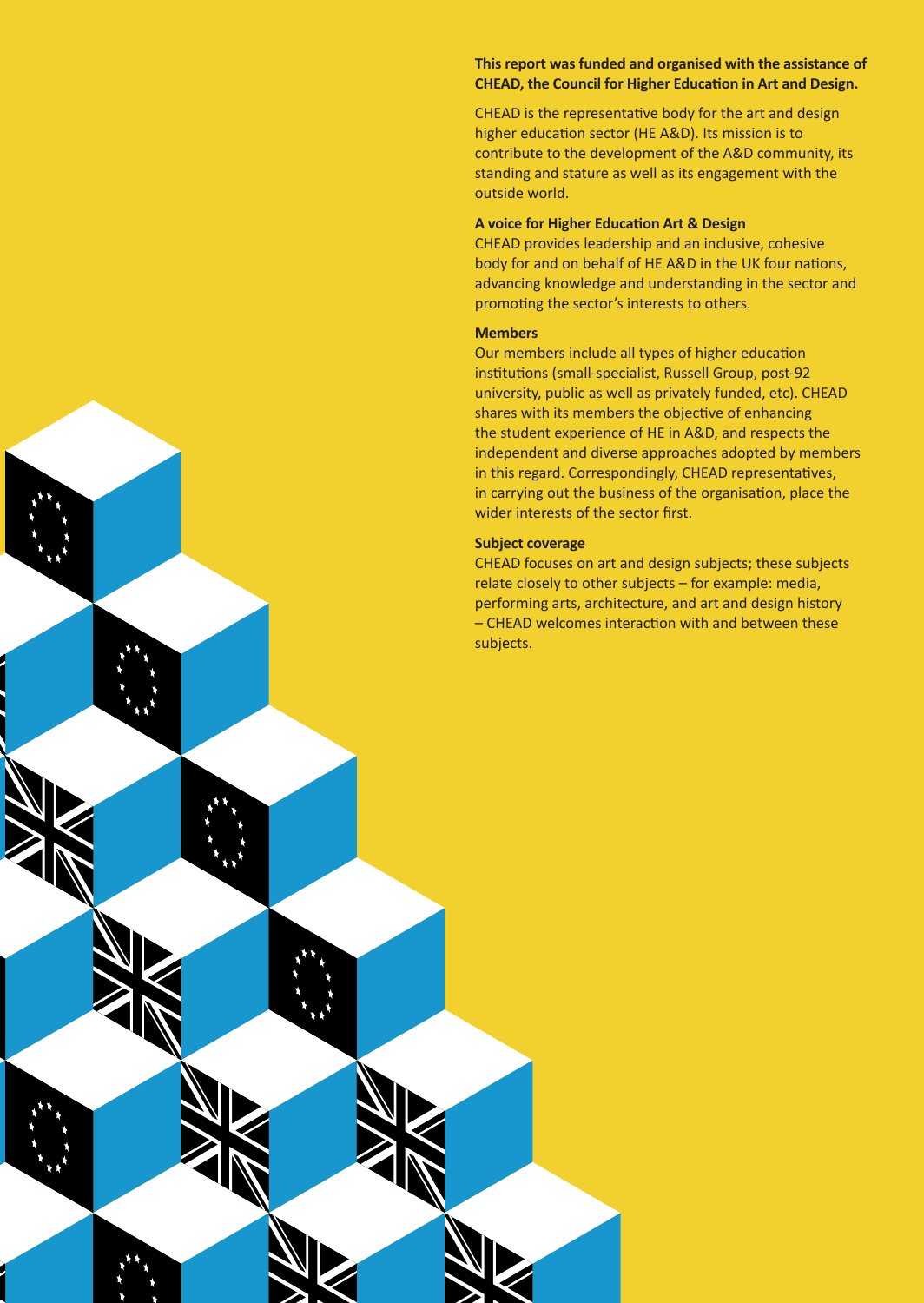**This report was funded and organised with the assistance of CHEAD, the Council for Higher Education in Art and Design.**

CHEAD is the representative body for the art and design higher education sector (HE A&D). Its mission is to contribute to the development of the A&D community, its standing and stature as well as its engagement with the outside world.

**A voice for Higher Education Art & Design**

CHEAD provides leadership and an inclusive, cohesive body for and on behalf of HE A&D in the UK four nations, advancing knowledge and understanding in the sector and promoting the sector's interests to others.

**Members**

Our members include all types of higher education institutions (small-specialist, Russell Group, post-92 university, public as well as privately funded, etc). CHEAD shares with its members the objective of enhancing the student experience of HE in A&D, and respects the independent and diverse approaches adopted by members in this regard. Correspondingly, CHEAD representatives, in carrying out the business of the organisation, place the wider interests of the sector first.

**Subject coverage**

CHEAD focuses on art and design subjects; these subjects relate closely to other subjects – for example: media, performing arts, architecture, and art and design history – CHEAD welcomes interaction with and between these subjects.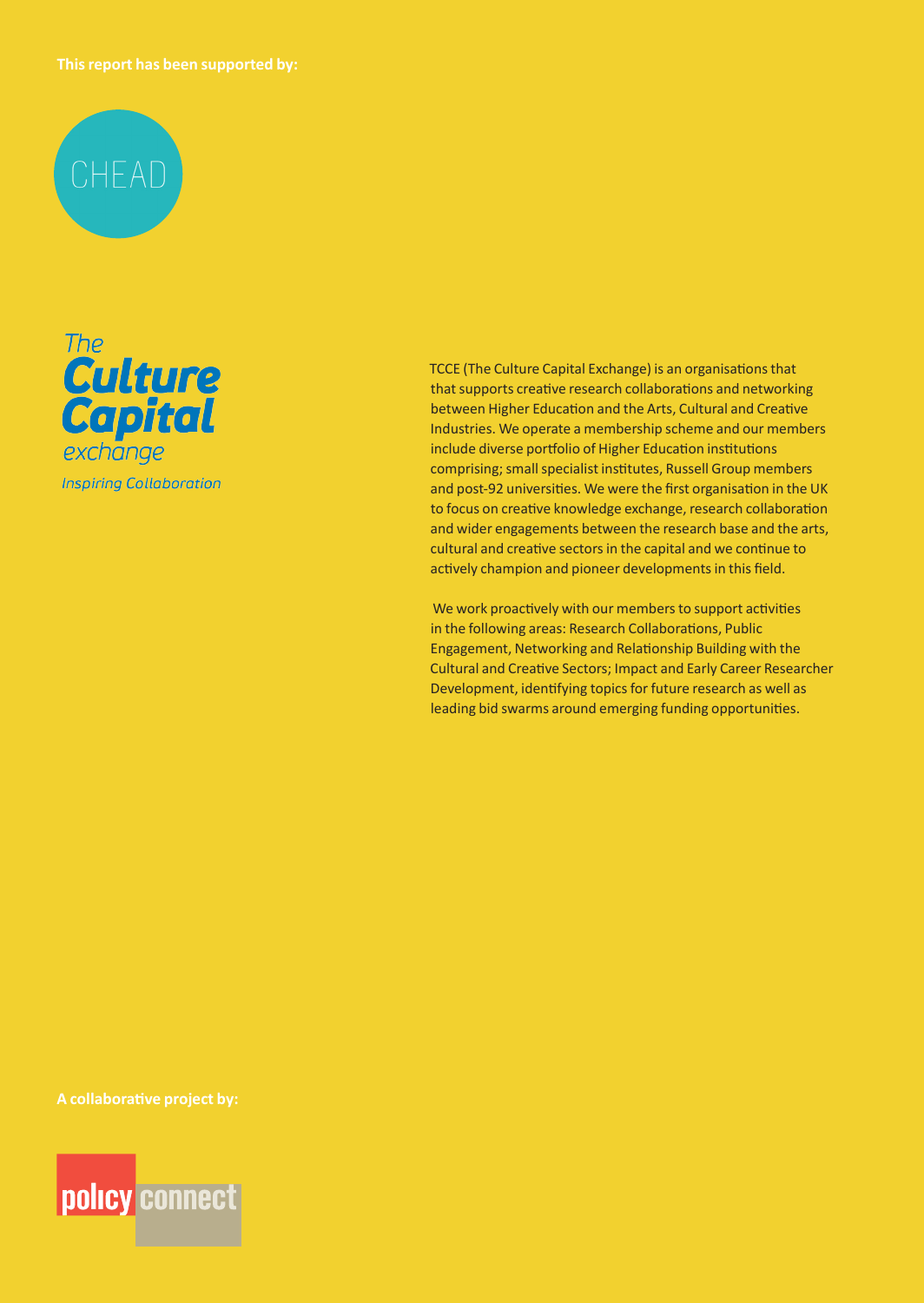**This report has been supported by:**

CHEAD

The Culture Capital exchange

Inspiring Collaboration

TCCE (The Culture Capital Exchange) is an organisations that that supports creative research collaborations and networking between Higher Education and the Arts, Cultural and Creative Industries. We operate a membership scheme and our members include diverse portfolio of Higher Education institutions comprising; small specialist institutes, Russell Group members and post-92 universities. We were the first organisation in the UK to focus on creative knowledge exchange, research collaboration and wider engagements between the research base and the arts, cultural and creative sectors in the capital and we continue to actively champion and pioneer developments in this field.

We work proactively with our members to support activities in the following areas: Research Collaborations, Public Engagement, Networking and Relationship Building with the Cultural and Creative Sectors; Impact and Early Career Researcher Development, identifying topics for future research as well as leading bid swarms around emerging funding opportunities.

**A collaborative project by:**

policy connect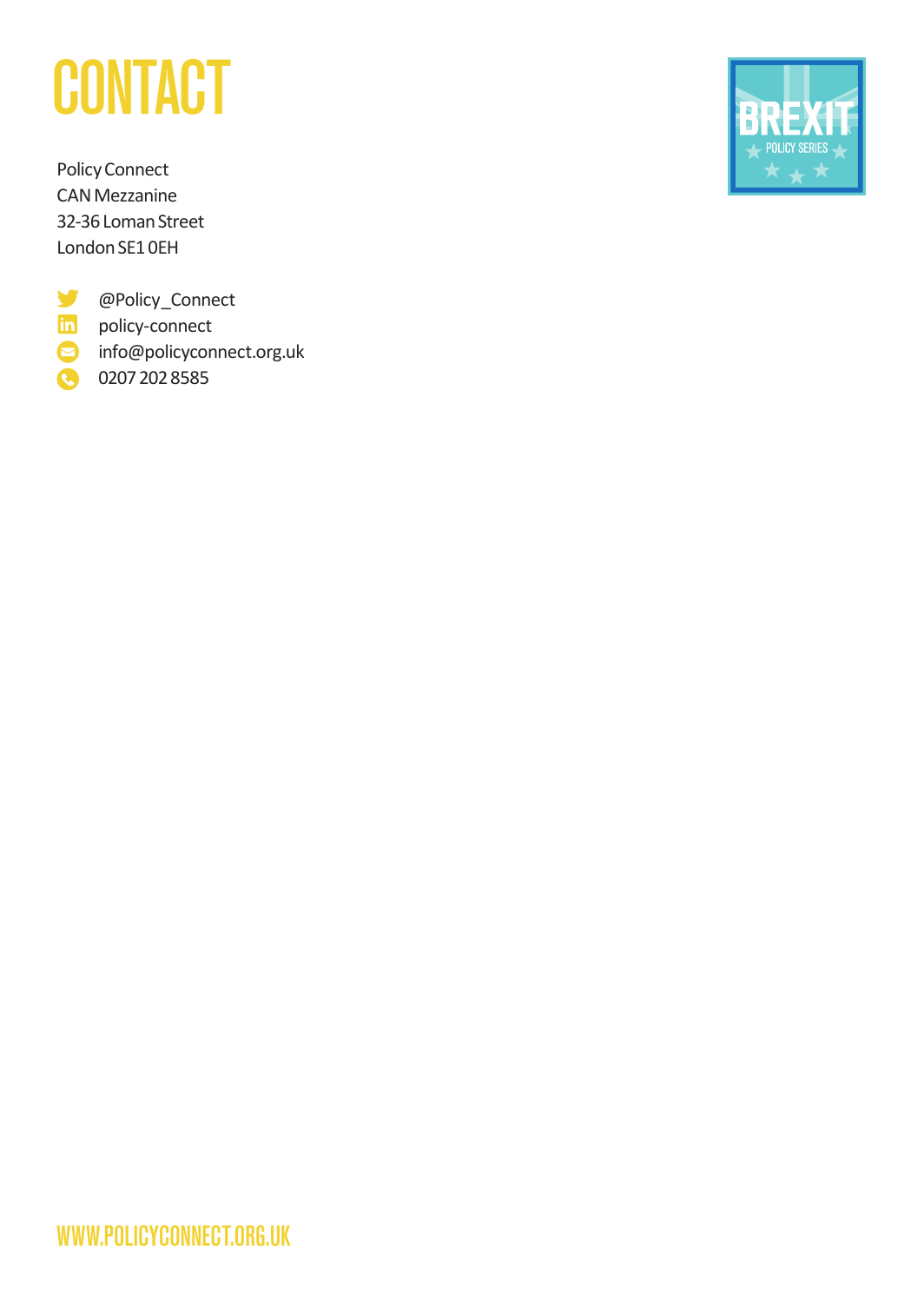# CONTACT

Policy Connect
CAN Mezzanine
32-36 Loman Street
London SE1 0EH

@Policy_Connect
policy-connect
info@policyconnect.org.uk
0207 202 8585

WWW.POLICYCONNECT.ORG.UK